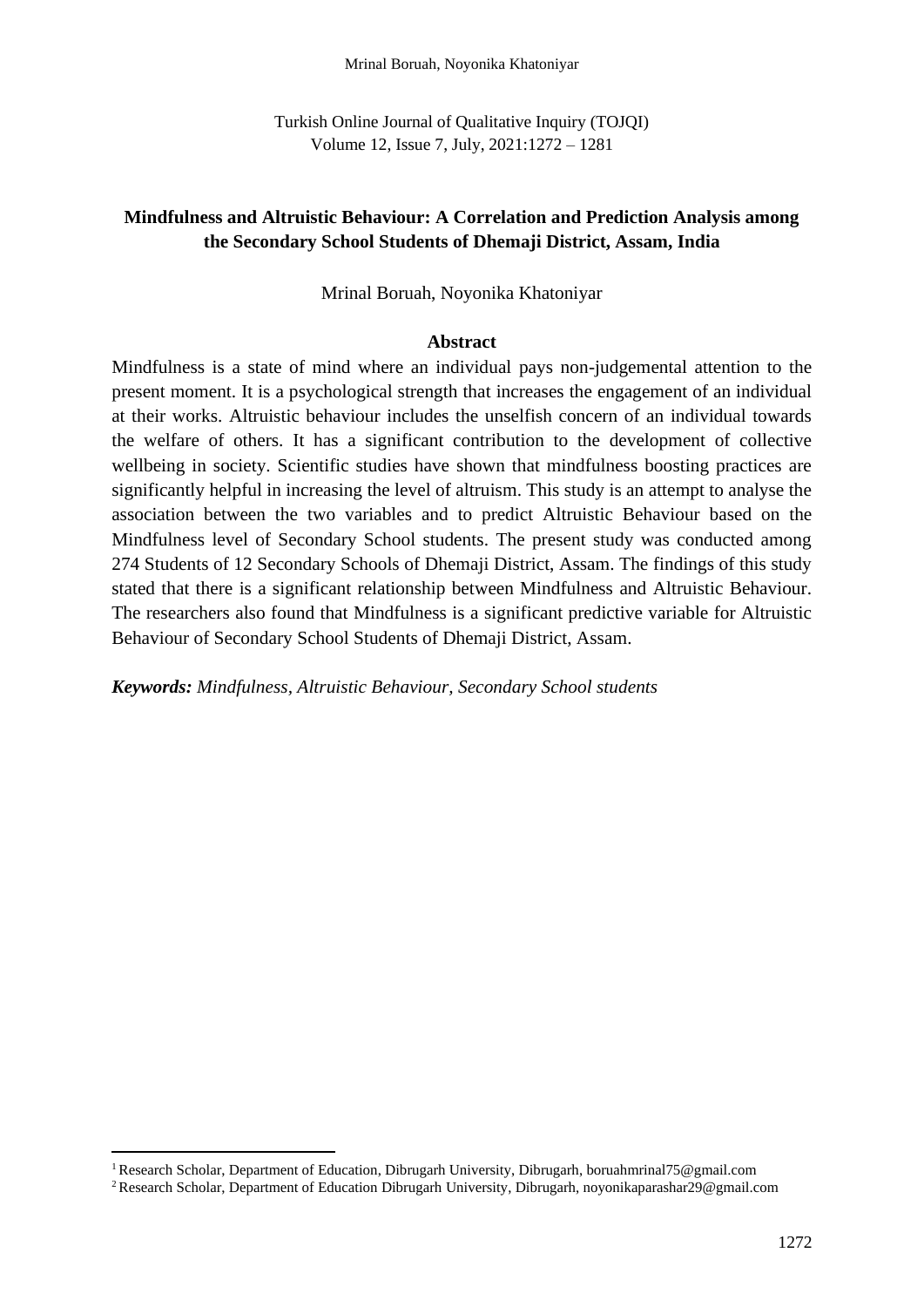# Mindfulness and Altruistic Behaviour: A Correlation and Prediction Analysis among the Secondary School Students of Dhemaji District, Assam, India

Mrinal Boruah, Noyonika Khatoniyar

## Abstract

Mindfulness is a state of mind where an individual pays non-judgemental attention to the present moment. It is a psychological strength that increases the engagement of an individual at their works. Altruistic behaviour includes the unselfish concern of an individual towards the welfare of others. It has a significant contribution to the development of collective wellbeing in society. Scientific studies have shown that mindfulness boosting practices are significantly helpful in increasing the level of altruism. This study is an attempt to analyse the association between the two variables and to predict Altruistic Behaviour based on the Mindfulness level of Secondary School students. The present study was conducted among 274 Students of 12 Secondary Schools of Dhemaji District, Assam. The findings of this study stated that there is a significant relationship between Mindfulness and Altruistic Behaviour. The researchers also found that Mindfulness is a significant predictive variable for Altruistic Behaviour of Secondary School Students of Dhemaji District, Assam.

***Keywords:*** *Mindfulness, Altruistic Behaviour, Secondary School students*

---

[1] Research Scholar, Department of Education, Dibrugarh University, Dibrugarh, boruahmrinal75@gmail.com

[2] Research Scholar, Department of Education Dibrugarh University, Dibrugarh, noyonikaparashar29@gmail.com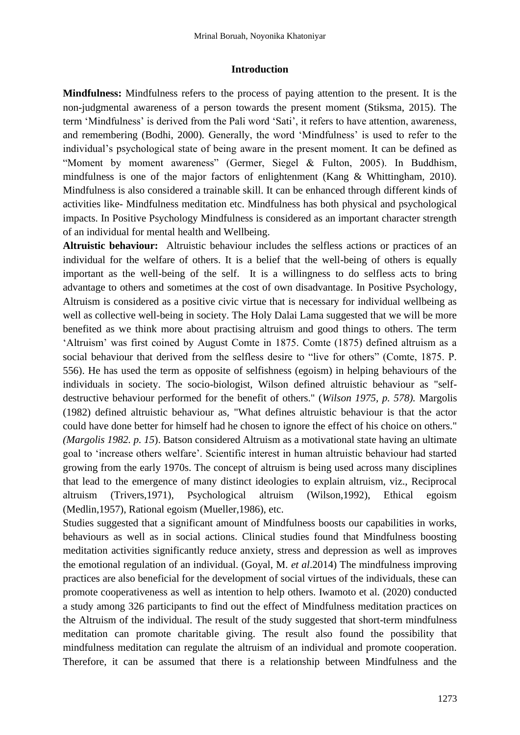## Introduction

**Mindfulness:** Mindfulness refers to the process of paying attention to the present. It is the non-judgmental awareness of a person towards the present moment (Stiksma, 2015). The term 'Mindfulness' is derived from the Pali word 'Sati', it refers to have attention, awareness, and remembering (Bodhi, 2000). Generally, the word 'Mindfulness' is used to refer to the individual's psychological state of being aware in the present moment. It can be defined as "Moment by moment awareness" (Germer, Siegel & Fulton, 2005). In Buddhism, mindfulness is one of the major factors of enlightenment (Kang & Whittingham, 2010). Mindfulness is also considered a trainable skill. It can be enhanced through different kinds of activities like- Mindfulness meditation etc. Mindfulness has both physical and psychological impacts. In Positive Psychology Mindfulness is considered as an important character strength of an individual for mental health and Wellbeing.

**Altruistic behaviour:** Altruistic behaviour includes the selfless actions or practices of an individual for the welfare of others. It is a belief that the well-being of others is equally important as the well-being of the self. It is a willingness to do selfless acts to bring advantage to others and sometimes at the cost of own disadvantage. In Positive Psychology, Altruism is considered as a positive civic virtue that is necessary for individual wellbeing as well as collective well-being in society. The Holy Dalai Lama suggested that we will be more benefited as we think more about practising altruism and good things to others. The term 'Altruism' was first coined by August Comte in 1875. Comte (1875) defined altruism as a social behaviour that derived from the selfless desire to "live for others" (Comte, 1875. P. 556). He has used the term as opposite of selfishness (egoism) in helping behaviours of the individuals in society. The socio-biologist, Wilson defined altruistic behaviour as "self-destructive behaviour performed for the benefit of others." (*Wilson 1975, p. 578).* Margolis (1982) defined altruistic behaviour as, "What defines altruistic behaviour is that the actor could have done better for himself had he chosen to ignore the effect of his choice on others." *(Margolis 1982. p. 15*). Batson considered Altruism as a motivational state having an ultimate goal to 'increase others welfare'. Scientific interest in human altruistic behaviour had started growing from the early 1970s. The concept of altruism is being used across many disciplines that lead to the emergence of many distinct ideologies to explain altruism, viz., Reciprocal altruism (Trivers,1971), Psychological altruism (Wilson,1992), Ethical egoism (Medlin,1957), Rational egoism (Mueller,1986), etc.

Studies suggested that a significant amount of Mindfulness boosts our capabilities in works, behaviours as well as in social actions. Clinical studies found that Mindfulness boosting meditation activities significantly reduce anxiety, stress and depression as well as improves the emotional regulation of an individual. (Goyal, M. *et al*.2014) The mindfulness improving practices are also beneficial for the development of social virtues of the individuals, these can promote cooperativeness as well as intention to help others. Iwamoto et al. (2020) conducted a study among 326 participants to find out the effect of Mindfulness meditation practices on the Altruism of the individual. The result of the study suggested that short-term mindfulness meditation can promote charitable giving. The result also found the possibility that mindfulness meditation can regulate the altruism of an individual and promote cooperation. Therefore, it can be assumed that there is a relationship between Mindfulness and the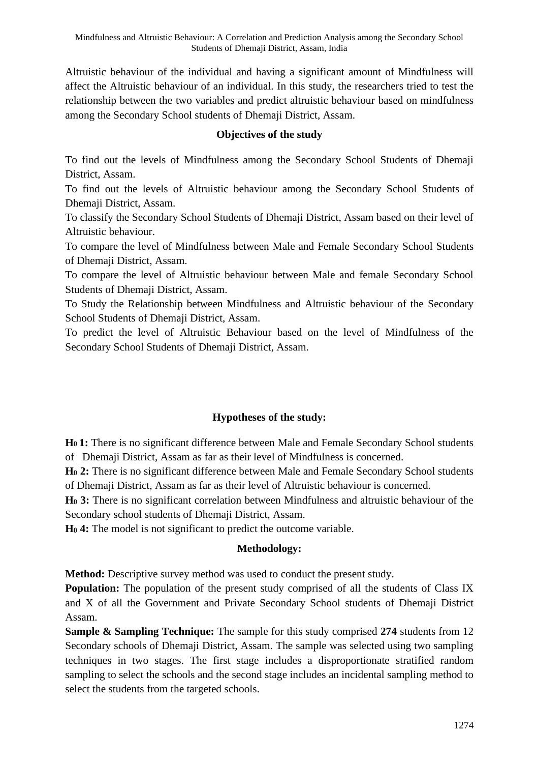Altruistic behaviour of the individual and having a significant amount of Mindfulness will affect the Altruistic behaviour of an individual. In this study, the researchers tried to test the relationship between the two variables and predict altruistic behaviour based on mindfulness among the Secondary School students of Dhemaji District, Assam.

## Objectives of the study

To find out the levels of Mindfulness among the Secondary School Students of Dhemaji District, Assam.

To find out the levels of Altruistic behaviour among the Secondary School Students of Dhemaji District, Assam.

To classify the Secondary School Students of Dhemaji District, Assam based on their level of Altruistic behaviour.

To compare the level of Mindfulness between Male and Female Secondary School Students of Dhemaji District, Assam.

To compare the level of Altruistic behaviour between Male and female Secondary School Students of Dhemaji District, Assam.

To Study the Relationship between Mindfulness and Altruistic behaviour of the Secondary School Students of Dhemaji District, Assam.

To predict the level of Altruistic Behaviour based on the level of Mindfulness of the Secondary School Students of Dhemaji District, Assam.

## Hypotheses of the study:

**$H_0$ 1:** There is no significant difference between Male and Female Secondary School students of Dhemaji District, Assam as far as their level of Mindfulness is concerned.

**$H_0$ 2:** There is no significant difference between Male and Female Secondary School students of Dhemaji District, Assam as far as their level of Altruistic behaviour is concerned.

**$H_0$ 3:** There is no significant correlation between Mindfulness and altruistic behaviour of the Secondary school students of Dhemaji District, Assam.

**$H_0$ 4:** The model is not significant to predict the outcome variable.

## Methodology:

**Method:** Descriptive survey method was used to conduct the present study.

**Population:** The population of the present study comprised of all the students of Class IX and X of all the Government and Private Secondary School students of Dhemaji District Assam.

**Sample & Sampling Technique:** The sample for this study comprised **274** students from 12 Secondary schools of Dhemaji District, Assam. The sample was selected using two sampling techniques in two stages. The first stage includes a disproportionate stratified random sampling to select the schools and the second stage includes an incidental sampling method to select the students from the targeted schools.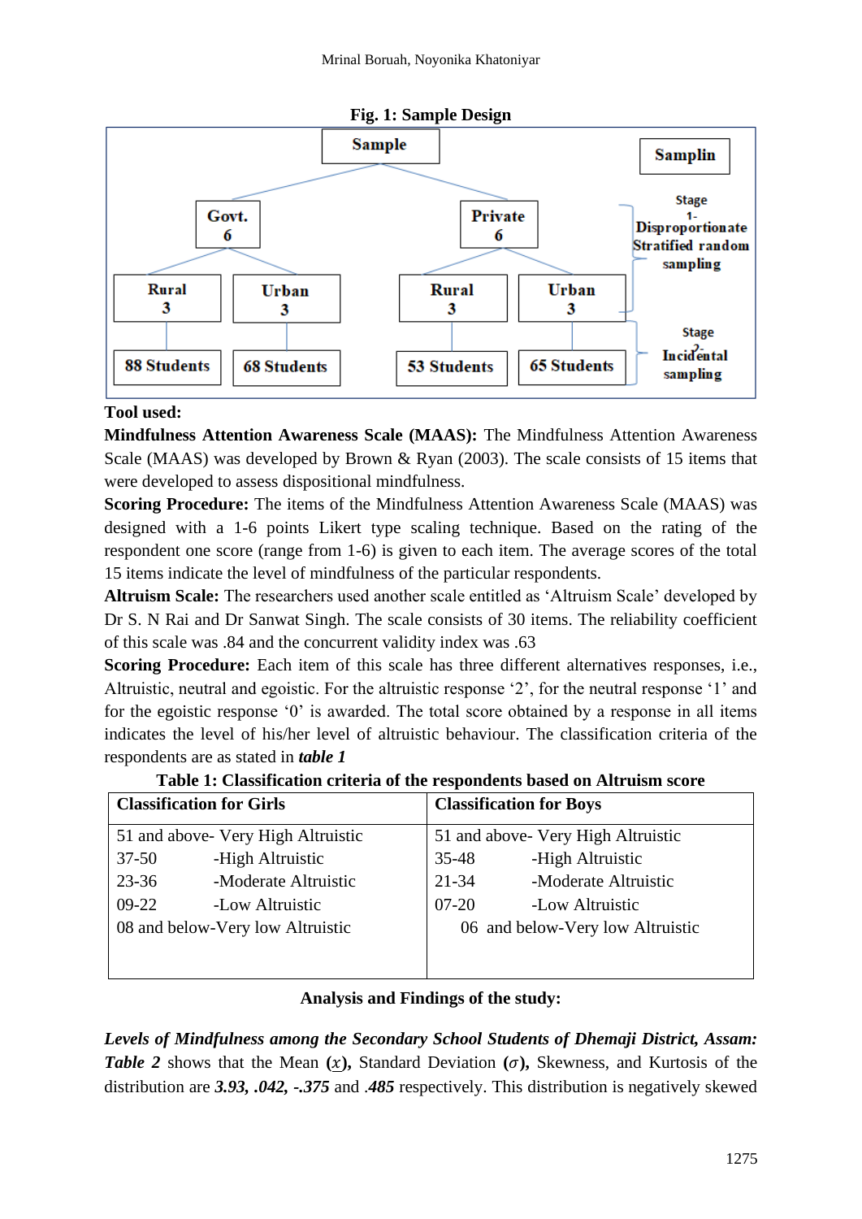**Fig. 1: Sample Design**

Sample

Govt. 6 — Rural 3 (88 Students), Urban 3 (68 Students)

Private 6 — Rural 3 (53 Students), Urban 3 (65 Students)

Samplin

Stage 1- Disproportionate Stratified random sampling

Stage 2- Incidental sampling

**Tool used:**

**Mindfulness Attention Awareness Scale (MAAS):** The Mindfulness Attention Awareness Scale (MAAS) was developed by Brown & Ryan (2003). The scale consists of 15 items that were developed to assess dispositional mindfulness.

**Scoring Procedure:** The items of the Mindfulness Attention Awareness Scale (MAAS) was designed with a 1-6 points Likert type scaling technique. Based on the rating of the respondent one score (range from 1-6) is given to each item. The average scores of the total 15 items indicate the level of mindfulness of the particular respondents.

**Altruism Scale:** The researchers used another scale entitled as 'Altruism Scale' developed by Dr S. N Rai and Dr Sanwat Singh. The scale consists of 30 items. The reliability coefficient of this scale was .84 and the concurrent validity index was .63

**Scoring Procedure:** Each item of this scale has three different alternatives responses, i.e., Altruistic, neutral and egoistic. For the altruistic response '2', for the neutral response '1' and for the egoistic response '0' is awarded. The total score obtained by a response in all items indicates the level of his/her level of altruistic behaviour. The classification criteria of the respondents are as stated in ***table 1***

**Table 1: Classification criteria of the respondents based on Altruism score**

| Classification for Girls | Classification for Boys |
|---|---|
| 51 and above- Very High Altruistic | 51 and above- Very High Altruistic |
| 37-50 -High Altruistic | 35-48 -High Altruistic |
| 23-36 -Moderate Altruistic | 21-34 -Moderate Altruistic |
| 09-22 -Low Altruistic | 07-20 -Low Altruistic |
| 08 and below-Very low Altruistic | 06 and below-Very low Altruistic |

**Analysis and Findings of the study:**

***Levels of Mindfulness among the Secondary School Students of Dhemaji District, Assam:*** ***Table 2*** shows that the Mean (**$\underline{x}$**), Standard Deviation (**$\sigma$**), Skewness, and Kurtosis of the distribution are ***3.93, .042, -.375*** and ***.485*** respectively. This distribution is negatively skewed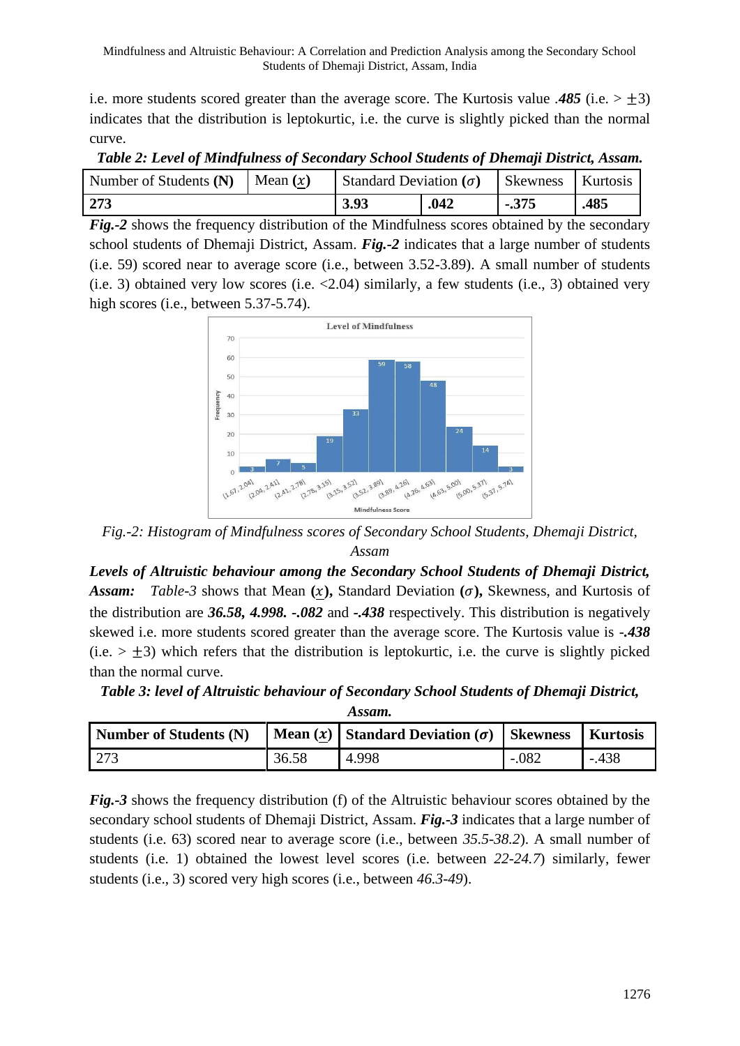i.e. more students scored greater than the average score. The Kurtosis value *.485* (i.e. > $\pm 3$) indicates that the distribution is leptokurtic, i.e. the curve is slightly picked than the normal curve.

***Table 2: Level of Mindfulness of Secondary School Students of Dhemaji District, Assam.***

| Number of Students **(N)** | Mean ($x$) | Standard Deviation ($\sigma$) | Skewness | Kurtosis |
|---|---|---|---|---|
| **273** | **3.93** | **.042** | **-.375** | **.485** |

***Fig.-2*** shows the frequency distribution of the Mindfulness scores obtained by the secondary school students of Dhemaji District, Assam. ***Fig.-2*** indicates that a large number of students (i.e. 59) scored near to average score (i.e., between 3.52-3.89). A small number of students (i.e. 3) obtained very low scores (i.e. <2.04) similarly, a few students (i.e., 3) obtained very high scores (i.e., between 5.37-5.74).

*Fig.-2: Histogram of Mindfulness scores of Secondary School Students, Dhemaji District, Assam*

***Levels of Altruistic behaviour among the Secondary School Students of Dhemaji District, Assam:*** *Table-3* shows that Mean **($x$),** Standard Deviation **($\sigma$),** Skewness, and Kurtosis of the distribution are ***36.58, 4.998. -.082*** and ***-.438*** respectively. This distribution is negatively skewed i.e. more students scored greater than the average score. The Kurtosis value is ***-.438*** (i.e. > $\pm 3$) which refers that the distribution is leptokurtic, i.e. the curve is slightly picked than the normal curve.

***Table 3: level of Altruistic behaviour of Secondary School Students of Dhemaji District, Assam.***

| **Number of Students (N)** | **Mean ($x$)** | **Standard Deviation ($\sigma$)** | **Skewness** | **Kurtosis** |
|---|---|---|---|---|
| 273 | 36.58 | 4.998 | -.082 | -.438 |

***Fig.-3*** shows the frequency distribution (f) of the Altruistic behaviour scores obtained by the secondary school students of Dhemaji District, Assam. ***Fig.-3*** indicates that a large number of students (i.e. 63) scored near to average score (i.e., between *35.5-38.2*). A small number of students (i.e. 1) obtained the lowest level scores (i.e. between *22-24.7*) similarly, fewer students (i.e., 3) scored very high scores (i.e., between *46.3-49*).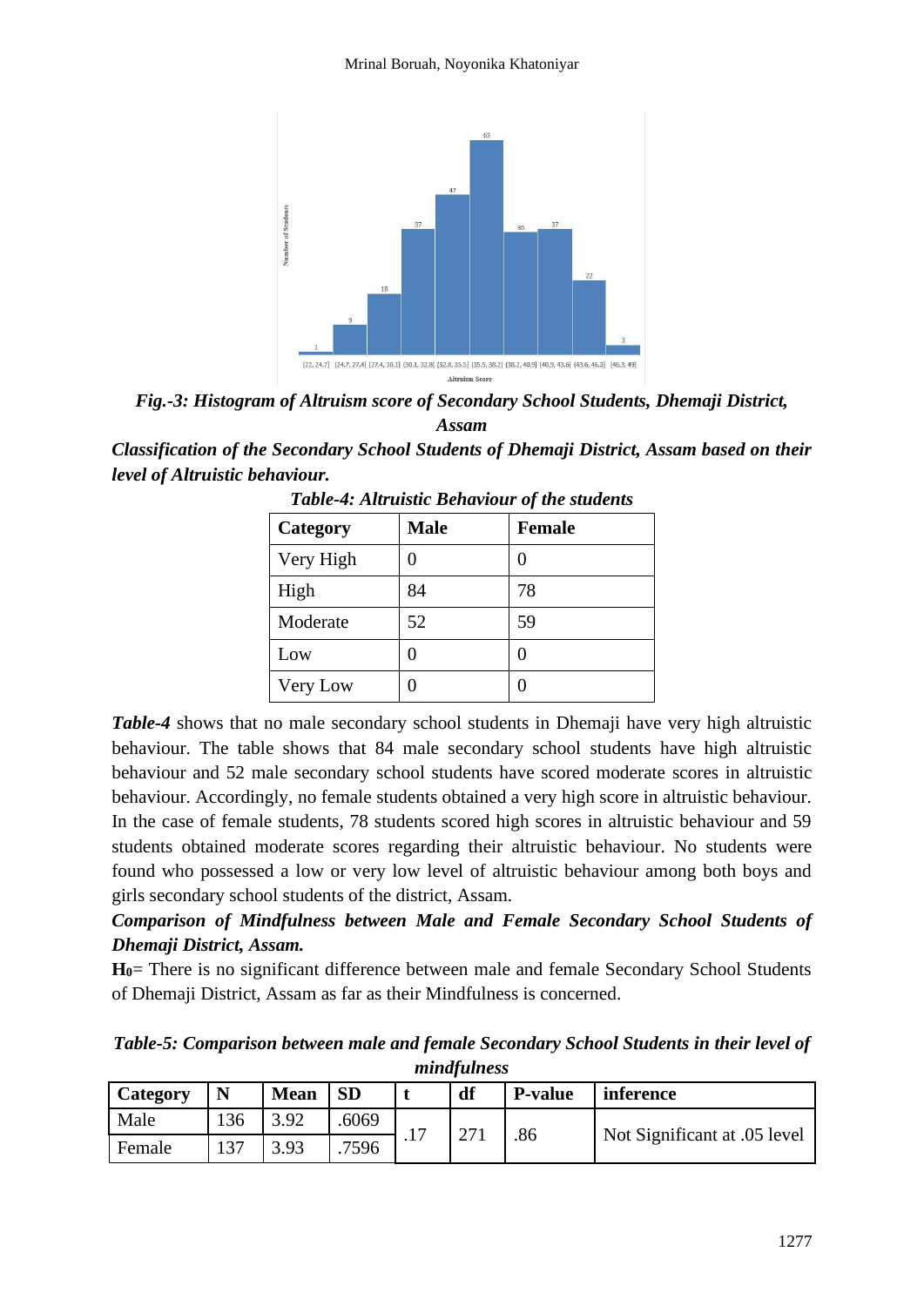*Fig.-3: Histogram of Altruism score of Secondary School Students, Dhemaji District, Assam*

***Classification of the Secondary School Students of Dhemaji District, Assam based on their level of Altruistic behaviour.***

*Table-4: Altruistic Behaviour of the students*

| Category | Male | Female |
|---|---|---|
| Very High | 0 | 0 |
| High | 84 | 78 |
| Moderate | 52 | 59 |
| Low | 0 | 0 |
| Very Low | 0 | 0 |

***Table-4*** shows that no male secondary school students in Dhemaji have very high altruistic behaviour. The table shows that 84 male secondary school students have high altruistic behaviour and 52 male secondary school students have scored moderate scores in altruistic behaviour. Accordingly, no female students obtained a very high score in altruistic behaviour. In the case of female students, 78 students scored high scores in altruistic behaviour and 59 students obtained moderate scores regarding their altruistic behaviour. No students were found who possessed a low or very low level of altruistic behaviour among both boys and girls secondary school students of the district, Assam.

***Comparison of Mindfulness between Male and Female Secondary School Students of Dhemaji District, Assam.***

**$H_0$**= There is no significant difference between male and female Secondary School Students of Dhemaji District, Assam as far as their Mindfulness is concerned.

***Table-5: Comparison between male and female Secondary School Students in their level of mindfulness***

| Category | N | Mean | SD | t | df | P-value | inference |
|---|---|---|---|---|---|---|---|
| Male | 136 | 3.92 | .6069 | .17 | 271 | .86 | Not Significant at .05 level |
| Female | 137 | 3.93 | .7596 | | | | |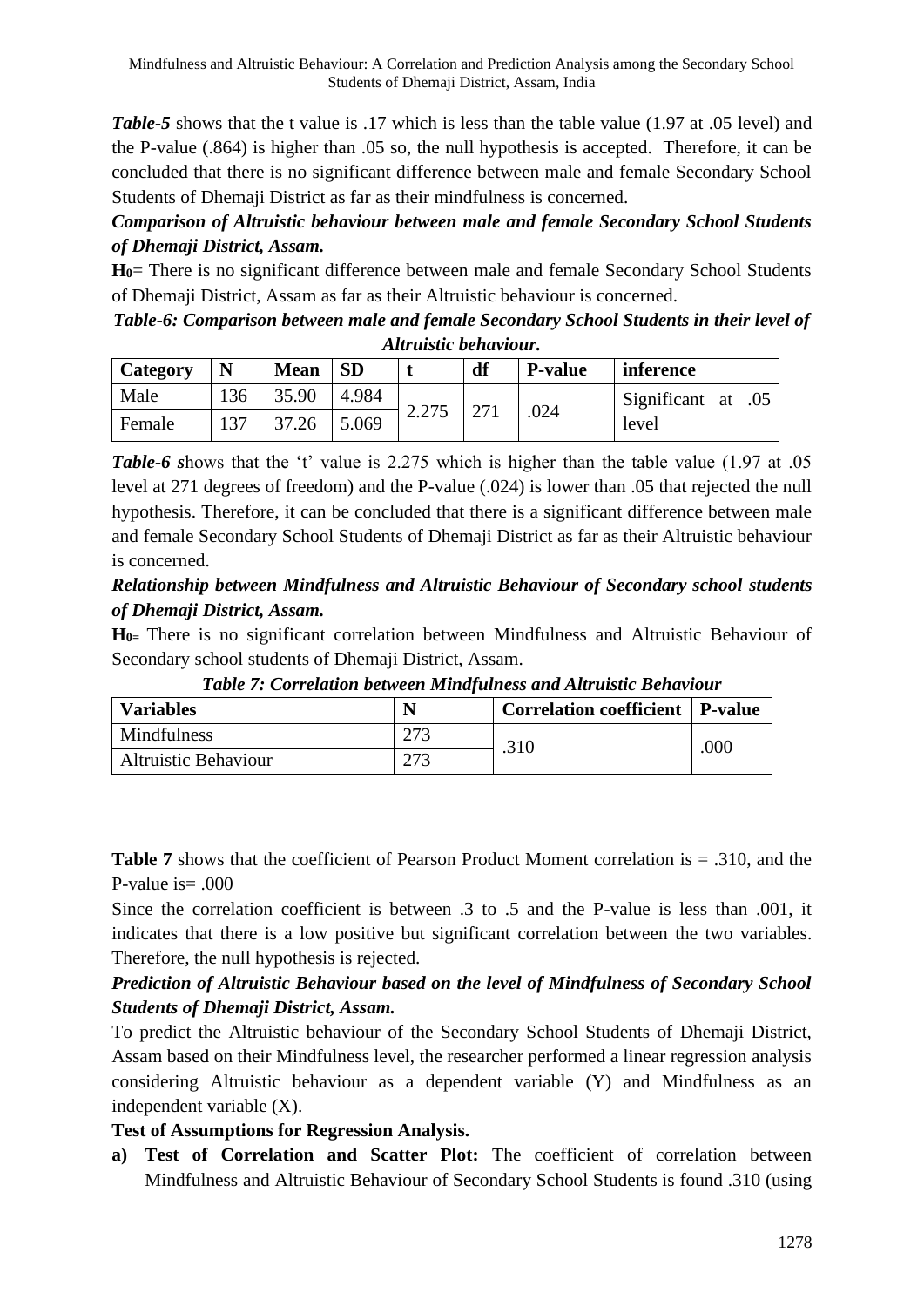***Table-5*** shows that the t value is .17 which is less than the table value (1.97 at .05 level) and the P-value (.864) is higher than .05 so, the null hypothesis is accepted. Therefore, it can be concluded that there is no significant difference between male and female Secondary School Students of Dhemaji District as far as their mindfulness is concerned.

***Comparison of Altruistic behaviour between male and female Secondary School Students of Dhemaji District, Assam.***

**$H_0$**= There is no significant difference between male and female Secondary School Students of Dhemaji District, Assam as far as their Altruistic behaviour is concerned.

***Table-6: Comparison between male and female Secondary School Students in their level of Altruistic behaviour.***

| Category | N | Mean | SD | t | df | P-value | inference |
|---|---|---|---|---|---|---|---|
| Male | 136 | 35.90 | 4.984 | 2.275 | 271 | .024 | Significant at .05 level |
| Female | 137 | 37.26 | 5.069 | | | | |

***Table-6*** *s*hows that the 't' value is 2.275 which is higher than the table value (1.97 at .05 level at 271 degrees of freedom) and the P-value (.024) is lower than .05 that rejected the null hypothesis. Therefore, it can be concluded that there is a significant difference between male and female Secondary School Students of Dhemaji District as far as their Altruistic behaviour is concerned.

***Relationship between Mindfulness and Altruistic Behaviour of Secondary school students of Dhemaji District, Assam.***

**$H_0$**= There is no significant correlation between Mindfulness and Altruistic Behaviour of Secondary school students of Dhemaji District, Assam.

***Table 7: Correlation between Mindfulness and Altruistic Behaviour***

| Variables | N | Correlation coefficient | P-value |
|---|---|---|---|
| Mindfulness | 273 | .310 | .000 |
| Altruistic Behaviour | 273 | | |

**Table 7** shows that the coefficient of Pearson Product Moment correlation is = .310, and the P-value is= .000

Since the correlation coefficient is between .3 to .5 and the P-value is less than .001, it indicates that there is a low positive but significant correlation between the two variables. Therefore, the null hypothesis is rejected.

***Prediction of Altruistic Behaviour based on the level of Mindfulness of Secondary School Students of Dhemaji District, Assam.***

To predict the Altruistic behaviour of the Secondary School Students of Dhemaji District, Assam based on their Mindfulness level, the researcher performed a linear regression analysis considering Altruistic behaviour as a dependent variable (Y) and Mindfulness as an independent variable (X).

**Test of Assumptions for Regression Analysis.**

a) **Test of Correlation and Scatter Plot:** The coefficient of correlation between Mindfulness and Altruistic Behaviour of Secondary School Students is found .310 (using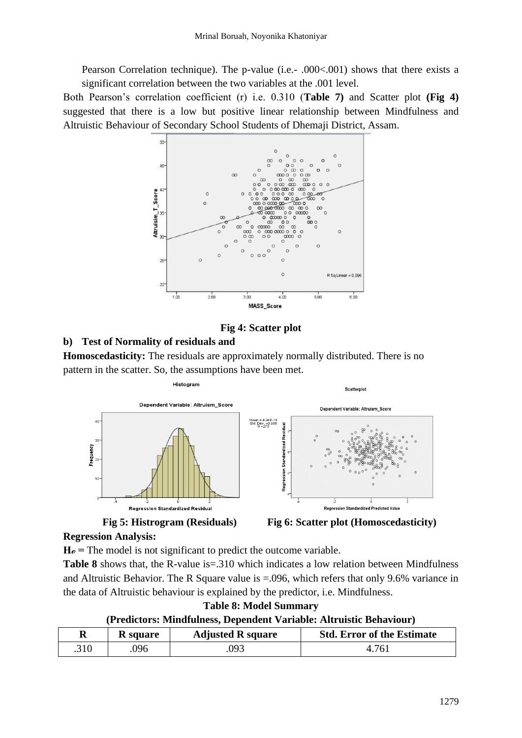Pearson Correlation technique). The p-value (i.e.- .000<.001) shows that there exists a significant correlation between the two variables at the .001 level.

Both Pearson's correlation coefficient (r) i.e. 0.310 (**Table 7)** and Scatter plot **(Fig 4)** suggested that there is a low but positive linear relationship between Mindfulness and Altruistic Behaviour of Secondary School Students of Dhemaji District, Assam.

**Fig 4: Scatter plot**

**b) Test of Normality of residuals and**

**Homoscedasticity:** The residuals are approximately normally distributed. There is no pattern in the scatter. So, the assumptions have been met.

**Fig 5: Histrogram (Residuals)** **Fig 6: Scatter plot (Homoscedasticity)**

**Regression Analysis:**

**$H_o$ =** The model is not significant to predict the outcome variable.

**Table 8** shows that, the R-value is=.310 which indicates a low relation between Mindfulness and Altruistic Behavior. The R Square value is =.096, which refers that only 9.6% variance in the data of Altruistic behaviour is explained by the predictor, i.e. Mindfulness.

**Table 8: Model Summary**

**(Predictors: Mindfulness, Dependent Variable: Altruistic Behaviour)**

| R | R square | Adjusted R square | Std. Error of the Estimate |
|---|---|---|---|
| .310 | .096 | .093 | 4.761 |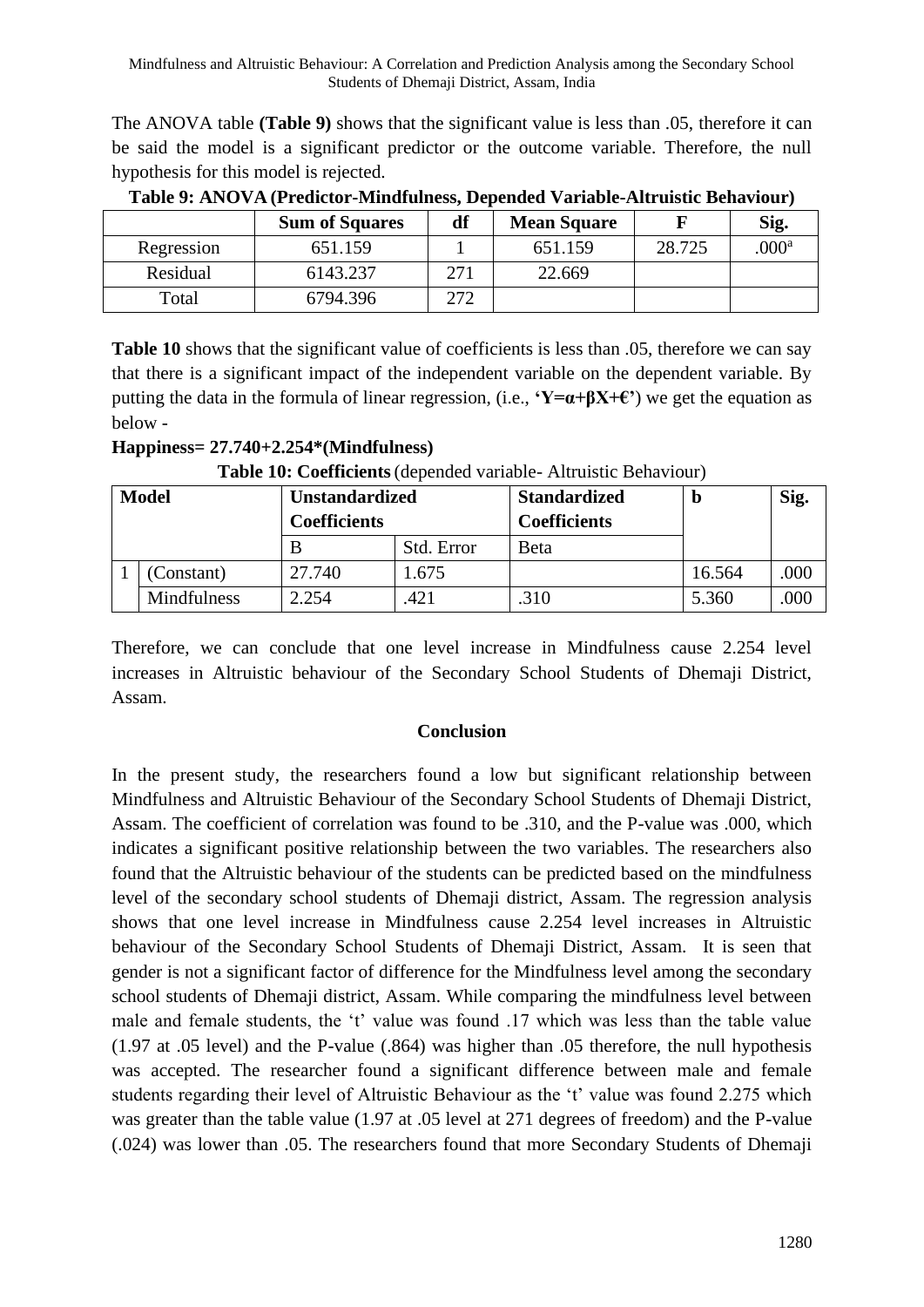The ANOVA table **(Table 9)** shows that the significant value is less than .05, therefore it can be said the model is a significant predictor or the outcome variable. Therefore, the null hypothesis for this model is rejected.

**Table 9: ANOVA (Predictor-Mindfulness, Depended Variable-Altruistic Behaviour)**

| | Sum of Squares | df | Mean Square | F | Sig. |
|---|---|---|---|---|---|
| Regression | 651.159 | 1 | 651.159 | 28.725 | .000[a] |
| Residual | 6143.237 | 271 | 22.669 | | |
| Total | 6794.396 | 272 | | | |

**Table 10** shows that the significant value of coefficients is less than .05, therefore we can say that there is a significant impact of the independent variable on the dependent variable. By putting the data in the formula of linear regression, (i.e., **'Y=α+βX+€'**) we get the equation as below -

**Happiness= 27.740+2.254*(Mindfulness)**

**Table 10: Coefficients** (depended variable- Altruistic Behaviour)

| Model | | Unstandardized Coefficients | | Standardized Coefficients | b | Sig. |
|---|---|---|---|---|---|---|
| | | B | Std. Error | Beta | | |
| 1 | (Constant) | 27.740 | 1.675 | | 16.564 | .000 |
| | Mindfulness | 2.254 | .421 | .310 | 5.360 | .000 |

Therefore, we can conclude that one level increase in Mindfulness cause 2.254 level increases in Altruistic behaviour of the Secondary School Students of Dhemaji District, Assam.

## Conclusion

In the present study, the researchers found a low but significant relationship between Mindfulness and Altruistic Behaviour of the Secondary School Students of Dhemaji District, Assam. The coefficient of correlation was found to be .310, and the P-value was .000, which indicates a significant positive relationship between the two variables. The researchers also found that the Altruistic behaviour of the students can be predicted based on the mindfulness level of the secondary school students of Dhemaji district, Assam. The regression analysis shows that one level increase in Mindfulness cause 2.254 level increases in Altruistic behaviour of the Secondary School Students of Dhemaji District, Assam. It is seen that gender is not a significant factor of difference for the Mindfulness level among the secondary school students of Dhemaji district, Assam. While comparing the mindfulness level between male and female students, the 't' value was found .17 which was less than the table value (1.97 at .05 level) and the P-value (.864) was higher than .05 therefore, the null hypothesis was accepted. The researcher found a significant difference between male and female students regarding their level of Altruistic Behaviour as the 't' value was found 2.275 which was greater than the table value (1.97 at .05 level at 271 degrees of freedom) and the P-value (.024) was lower than .05. The researchers found that more Secondary Students of Dhemaji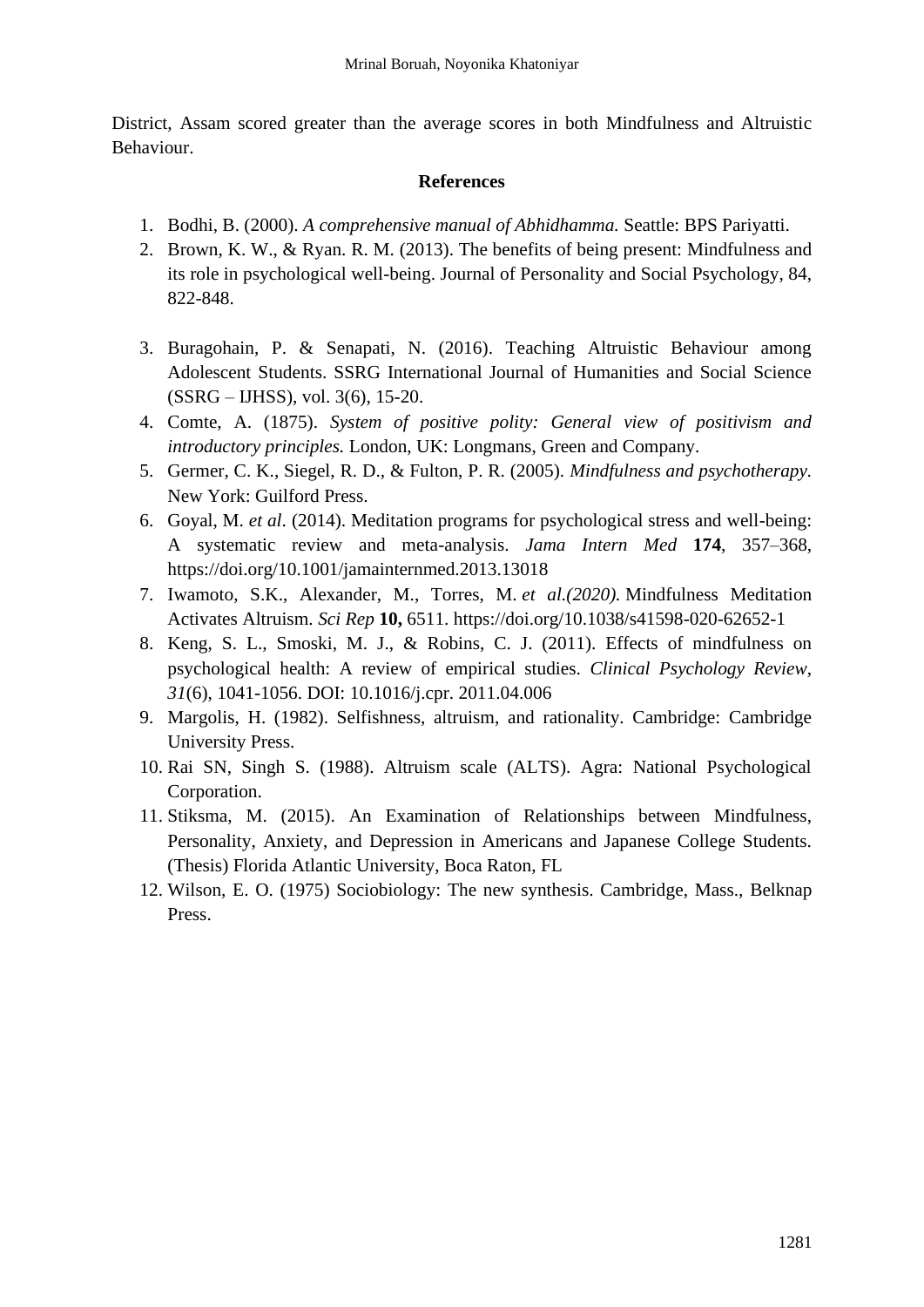District, Assam scored greater than the average scores in both Mindfulness and Altruistic Behaviour.

## References

1. Bodhi, B. (2000). *A comprehensive manual of Abhidhamma.* Seattle: BPS Pariyatti.
2. Brown, K. W., & Ryan. R. M. (2013). The benefits of being present: Mindfulness and its role in psychological well-being. Journal of Personality and Social Psychology, 84, 822-848.
3. Buragohain, P. & Senapati, N. (2016). Teaching Altruistic Behaviour among Adolescent Students. SSRG International Journal of Humanities and Social Science (SSRG – IJHSS), vol. 3(6), 15-20.
4. Comte, A. (1875). *System of positive polity: General view of positivism and introductory principles.* London, UK: Longmans, Green and Company.
5. Germer, C. K., Siegel, R. D., & Fulton, P. R. (2005). *Mindfulness and psychotherapy.* New York: Guilford Press.
6. Goyal, M. *et al*. (2014). Meditation programs for psychological stress and well-being: A systematic review and meta-analysis. *Jama Intern Med* **174**, 357–368, https://doi.org/10.1001/jamainternmed.2013.13018
7. Iwamoto, S.K., Alexander, M., Torres, M. *et al.(2020).* Mindfulness Meditation Activates Altruism. *Sci Rep* **10,** 6511. https://doi.org/10.1038/s41598-020-62652-1
8. Keng, S. L., Smoski, M. J., & Robins, C. J. (2011). Effects of mindfulness on psychological health: A review of empirical studies. *Clinical Psychology Review*, *31*(6), 1041-1056. DOI: 10.1016/j.cpr. 2011.04.006
9. Margolis, H. (1982). Selfishness, altruism, and rationality. Cambridge: Cambridge University Press.
10. Rai SN, Singh S. (1988). Altruism scale (ALTS). Agra: National Psychological Corporation.
11. Stiksma, M. (2015). An Examination of Relationships between Mindfulness, Personality, Anxiety, and Depression in Americans and Japanese College Students. (Thesis) Florida Atlantic University, Boca Raton, FL
12. Wilson, E. O. (1975) Sociobiology: The new synthesis. Cambridge, Mass., Belknap Press.